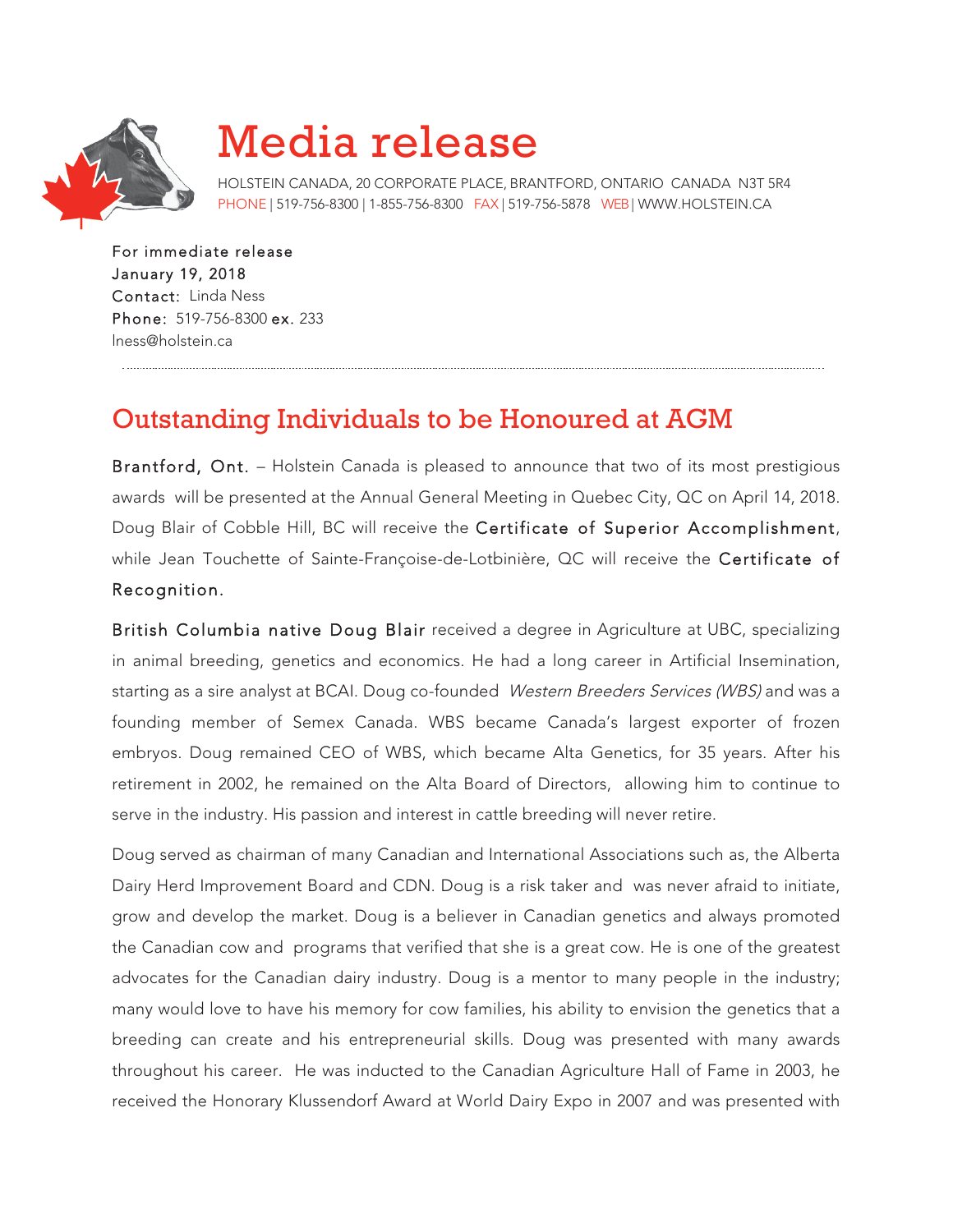# Media release

HOLSTEIN CANADA, 20 CORPORATE PLACE, BRANTFORD, ONTARIO CANADA N3T 5R4
PHONE | 519-756-8300 | 1-855-756-8300 FAX | 519-756-5878 WEB | WWW.HOLSTEIN.CA

For immediate release
January 19, 2018
Contact: Linda Ness
Phone: 519-756-8300 ex. 233
lness@holstein.ca

## Outstanding Individuals to be Honoured at AGM

**Brantford, Ont.** – Holstein Canada is pleased to announce that two of its most prestigious awards will be presented at the Annual General Meeting in Quebec City, QC on April 14, 2018. Doug Blair of Cobble Hill, BC will receive the **Certificate of Superior Accomplishment**, while Jean Touchette of Sainte-Françoise-de-Lotbinière, QC will receive the **Certificate of Recognition.**

**British Columbia native Doug Blair** received a degree in Agriculture at UBC, specializing in animal breeding, genetics and economics. He had a long career in Artificial Insemination, starting as a sire analyst at BCAI. Doug co-founded *Western Breeders Services (WBS)* and was a founding member of Semex Canada. WBS became Canada's largest exporter of frozen embryos. Doug remained CEO of WBS, which became Alta Genetics, for 35 years. After his retirement in 2002, he remained on the Alta Board of Directors, allowing him to continue to serve in the industry. His passion and interest in cattle breeding will never retire.

Doug served as chairman of many Canadian and International Associations such as, the Alberta Dairy Herd Improvement Board and CDN. Doug is a risk taker and was never afraid to initiate, grow and develop the market. Doug is a believer in Canadian genetics and always promoted the Canadian cow and programs that verified that she is a great cow. He is one of the greatest advocates for the Canadian dairy industry. Doug is a mentor to many people in the industry; many would love to have his memory for cow families, his ability to envision the genetics that a breeding can create and his entrepreneurial skills. Doug was presented with many awards throughout his career. He was inducted to the Canadian Agriculture Hall of Fame in 2003, he received the Honorary Klussendorf Award at World Dairy Expo in 2007 and was presented with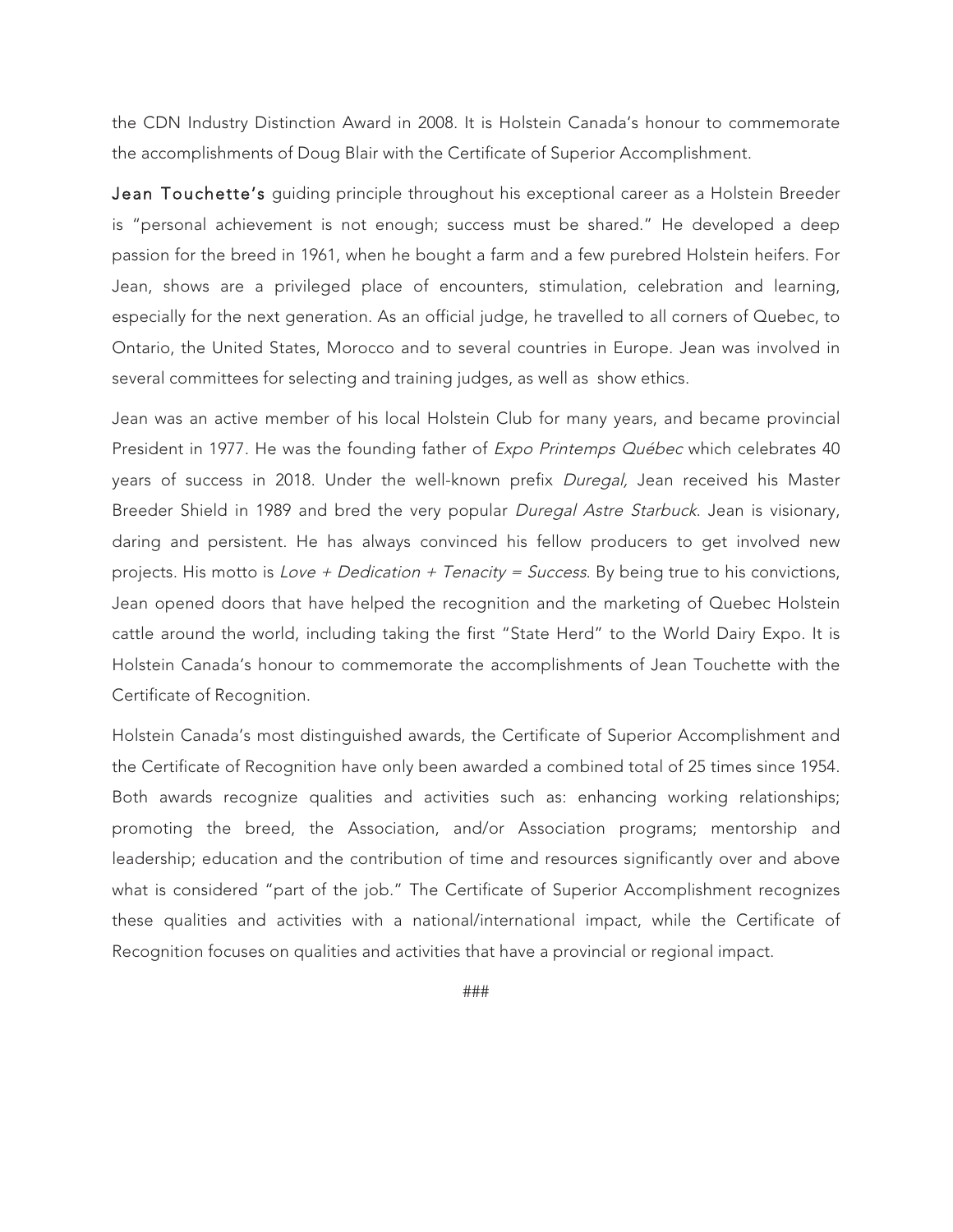the CDN Industry Distinction Award in 2008. It is Holstein Canada's honour to commemorate the accomplishments of Doug Blair with the Certificate of Superior Accomplishment.

**Jean Touchette's** guiding principle throughout his exceptional career as a Holstein Breeder is "personal achievement is not enough; success must be shared." He developed a deep passion for the breed in 1961, when he bought a farm and a few purebred Holstein heifers. For Jean, shows are a privileged place of encounters, stimulation, celebration and learning, especially for the next generation. As an official judge, he travelled to all corners of Quebec, to Ontario, the United States, Morocco and to several countries in Europe. Jean was involved in several committees for selecting and training judges, as well as show ethics.

Jean was an active member of his local Holstein Club for many years, and became provincial President in 1977. He was the founding father of *Expo Printemps Québec* which celebrates 40 years of success in 2018. Under the well-known prefix *Duregal,* Jean received his Master Breeder Shield in 1989 and bred the very popular *Duregal Astre Starbuck*. Jean is visionary, daring and persistent. He has always convinced his fellow producers to get involved new projects. His motto is *Love + Dedication + Tenacity = Success*. By being true to his convictions, Jean opened doors that have helped the recognition and the marketing of Quebec Holstein cattle around the world, including taking the first "State Herd" to the World Dairy Expo. It is Holstein Canada's honour to commemorate the accomplishments of Jean Touchette with the Certificate of Recognition.

Holstein Canada's most distinguished awards, the Certificate of Superior Accomplishment and the Certificate of Recognition have only been awarded a combined total of 25 times since 1954. Both awards recognize qualities and activities such as: enhancing working relationships; promoting the breed, the Association, and/or Association programs; mentorship and leadership; education and the contribution of time and resources significantly over and above what is considered "part of the job." The Certificate of Superior Accomplishment recognizes these qualities and activities with a national/international impact, while the Certificate of Recognition focuses on qualities and activities that have a provincial or regional impact.

###